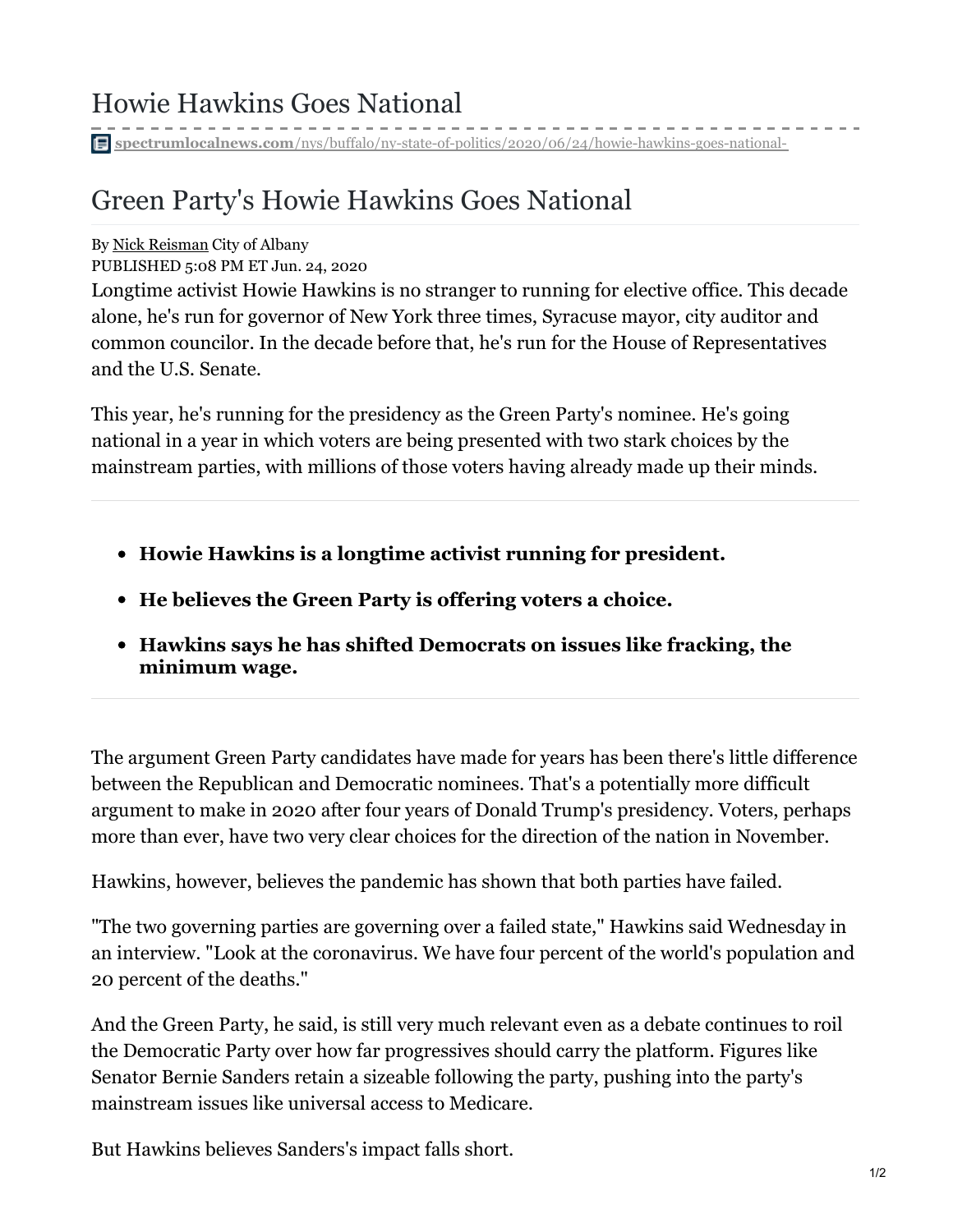# Howie Hawkins Goes National

spectrumlocalnews.com/nys/buffalo/ny-state-of-politics/2020/06/24/howie-hawkins-goes-national-

## Green Party's Howie Hawkins Goes National

By Nick Reisman City of Albany
PUBLISHED 5:08 PM ET Jun. 24, 2020

Longtime activist Howie Hawkins is no stranger to running for elective office. This decade alone, he's run for governor of New York three times, Syracuse mayor, city auditor and common councilor. In the decade before that, he's run for the House of Representatives and the U.S. Senate.

This year, he's running for the presidency as the Green Party's nominee. He's going national in a year in which voters are being presented with two stark choices by the mainstream parties, with millions of those voters having already made up their minds.

---

- **Howie Hawkins is a longtime activist running for president.**
- **He believes the Green Party is offering voters a choice.**
- **Hawkins says he has shifted Democrats on issues like fracking, the minimum wage.**

---

The argument Green Party candidates have made for years has been there's little difference between the Republican and Democratic nominees. That's a potentially more difficult argument to make in 2020 after four years of Donald Trump's presidency. Voters, perhaps more than ever, have two very clear choices for the direction of the nation in November.

Hawkins, however, believes the pandemic has shown that both parties have failed.

"The two governing parties are governing over a failed state," Hawkins said Wednesday in an interview. "Look at the coronavirus. We have four percent of the world's population and 20 percent of the deaths."

And the Green Party, he said, is still very much relevant even as a debate continues to roil the Democratic Party over how far progressives should carry the platform. Figures like Senator Bernie Sanders retain a sizeable following the party, pushing into the party's mainstream issues like universal access to Medicare.

But Hawkins believes Sanders's impact falls short.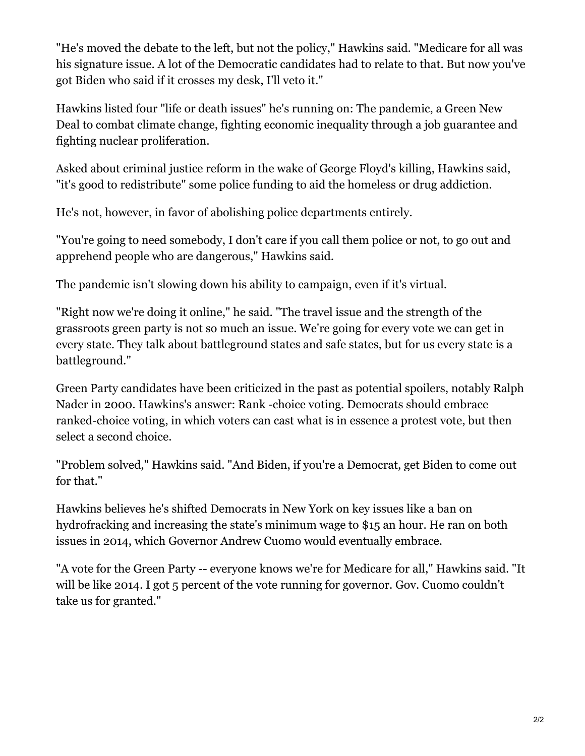"He's moved the debate to the left, but not the policy," Hawkins said. "Medicare for all was his signature issue. A lot of the Democratic candidates had to relate to that. But now you've got Biden who said if it crosses my desk, I'll veto it."

Hawkins listed four "life or death issues" he's running on: The pandemic, a Green New Deal to combat climate change, fighting economic inequality through a job guarantee and fighting nuclear proliferation.

Asked about criminal justice reform in the wake of George Floyd's killing, Hawkins said, "it's good to redistribute" some police funding to aid the homeless or drug addiction.

He's not, however, in favor of abolishing police departments entirely.

"You're going to need somebody, I don't care if you call them police or not, to go out and apprehend people who are dangerous," Hawkins said.

The pandemic isn't slowing down his ability to campaign, even if it's virtual.

"Right now we're doing it online," he said. "The travel issue and the strength of the grassroots green party is not so much an issue. We're going for every vote we can get in every state. They talk about battleground states and safe states, but for us every state is a battleground."

Green Party candidates have been criticized in the past as potential spoilers, notably Ralph Nader in 2000. Hawkins's answer: Rank -choice voting. Democrats should embrace ranked-choice voting, in which voters can cast what is in essence a protest vote, but then select a second choice.

"Problem solved," Hawkins said. "And Biden, if you're a Democrat, get Biden to come out for that."

Hawkins believes he's shifted Democrats in New York on key issues like a ban on hydrofracking and increasing the state's minimum wage to $15 an hour. He ran on both issues in 2014, which Governor Andrew Cuomo would eventually embrace.

"A vote for the Green Party -- everyone knows we're for Medicare for all," Hawkins said. "It will be like 2014. I got 5 percent of the vote running for governor. Gov. Cuomo couldn't take us for granted."